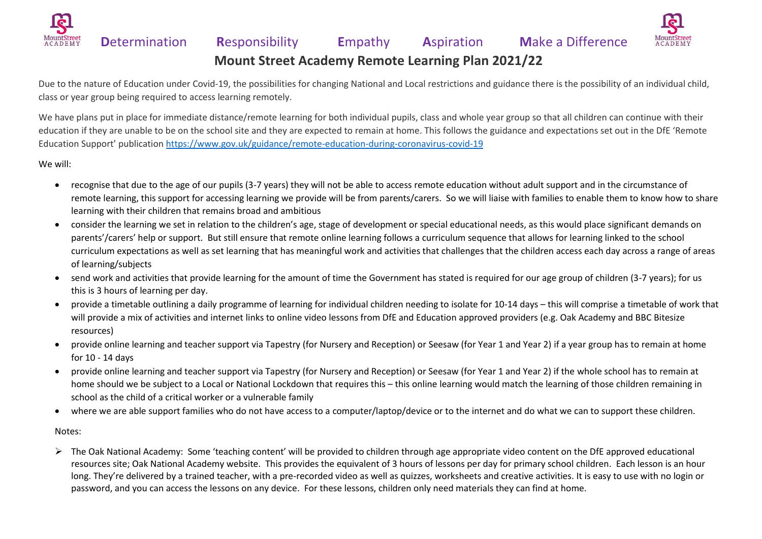**D**etermination **R**esponsibility **E**mpathy **A**spiration **M**ake a Difference

# Mount Street Academy Remote Learning Plan 2021/22

Due to the nature of Education under Covid-19, the possibilities for changing National and Local restrictions and guidance there is the possibility of an individual child, class or year group being required to access learning remotely.

We have plans put in place for immediate distance/remote learning for both individual pupils, class and whole year group so that all children can continue with their education if they are unable to be on the school site and they are expected to remain at home. This follows the guidance and expectations set out in the DfE 'Remote Education Support' publication https://www.gov.uk/guidance/remote-education-during-coronavirus-covid-19

We will:

- recognise that due to the age of our pupils (3-7 years) they will not be able to access remote education without adult support and in the circumstance of remote learning, this support for accessing learning we provide will be from parents/carers. So we will liaise with families to enable them to know how to share learning with their children that remains broad and ambitious
- consider the learning we set in relation to the children's age, stage of development or special educational needs, as this would place significant demands on parents'/carers' help or support. But still ensure that remote online learning follows a curriculum sequence that allows for learning linked to the school curriculum expectations as well as set learning that has meaningful work and activities that challenges that the children access each day across a range of areas of learning/subjects
- send work and activities that provide learning for the amount of time the Government has stated is required for our age group of children (3-7 years); for us this is 3 hours of learning per day.
- provide a timetable outlining a daily programme of learning for individual children needing to isolate for 10-14 days – this will comprise a timetable of work that will provide a mix of activities and internet links to online video lessons from DfE and Education approved providers (e.g. Oak Academy and BBC Bitesize resources)
- provide online learning and teacher support via Tapestry (for Nursery and Reception) or Seesaw (for Year 1 and Year 2) if a year group has to remain at home for 10 - 14 days
- provide online learning and teacher support via Tapestry (for Nursery and Reception) or Seesaw (for Year 1 and Year 2) if the whole school has to remain at home should we be subject to a Local or National Lockdown that requires this – this online learning would match the learning of those children remaining in school as the child of a critical worker or a vulnerable family
- where we are able support families who do not have access to a computer/laptop/device or to the internet and do what we can to support these children.

Notes:

- The Oak National Academy: Some 'teaching content' will be provided to children through age appropriate video content on the DfE approved educational resources site; Oak National Academy website. This provides the equivalent of 3 hours of lessons per day for primary school children. Each lesson is an hour long. They're delivered by a trained teacher, with a pre-recorded video as well as quizzes, worksheets and creative activities. It is easy to use with no login or password, and you can access the lessons on any device. For these lessons, children only need materials they can find at home.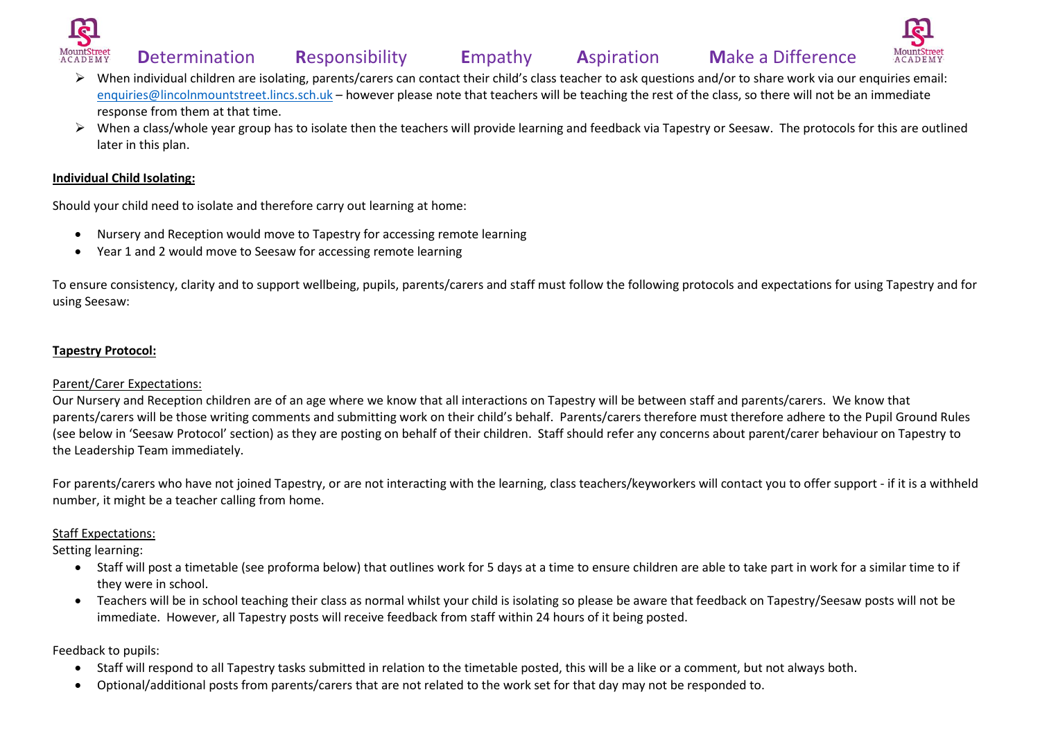- When individual children are isolating, parents/carers can contact their child's class teacher to ask questions and/or to share work via our enquiries email: enquiries@lincolnmountstreet.lincs.sch.uk – however please note that teachers will be teaching the rest of the class, so there will not be an immediate response from them at that time.
- When a class/whole year group has to isolate then the teachers will provide learning and feedback via Tapestry or Seesaw. The protocols for this are outlined later in this plan.

**Individual Child Isolating:**

Should your child need to isolate and therefore carry out learning at home:

- Nursery and Reception would move to Tapestry for accessing remote learning
- Year 1 and 2 would move to Seesaw for accessing remote learning

To ensure consistency, clarity and to support wellbeing, pupils, parents/carers and staff must follow the following protocols and expectations for using Tapestry and for using Seesaw:

**Tapestry Protocol:**

Parent/Carer Expectations:

Our Nursery and Reception children are of an age where we know that all interactions on Tapestry will be between staff and parents/carers. We know that parents/carers will be those writing comments and submitting work on their child's behalf. Parents/carers therefore must therefore adhere to the Pupil Ground Rules (see below in 'Seesaw Protocol' section) as they are posting on behalf of their children. Staff should refer any concerns about parent/carer behaviour on Tapestry to the Leadership Team immediately.

For parents/carers who have not joined Tapestry, or are not interacting with the learning, class teachers/keyworkers will contact you to offer support - if it is a withheld number, it might be a teacher calling from home.

Staff Expectations:

Setting learning:

- Staff will post a timetable (see proforma below) that outlines work for 5 days at a time to ensure children are able to take part in work for a similar time to if they were in school.
- Teachers will be in school teaching their class as normal whilst your child is isolating so please be aware that feedback on Tapestry/Seesaw posts will not be immediate. However, all Tapestry posts will receive feedback from staff within 24 hours of it being posted.

Feedback to pupils:

- Staff will respond to all Tapestry tasks submitted in relation to the timetable posted, this will be a like or a comment, but not always both.
- Optional/additional posts from parents/carers that are not related to the work set for that day may not be responded to.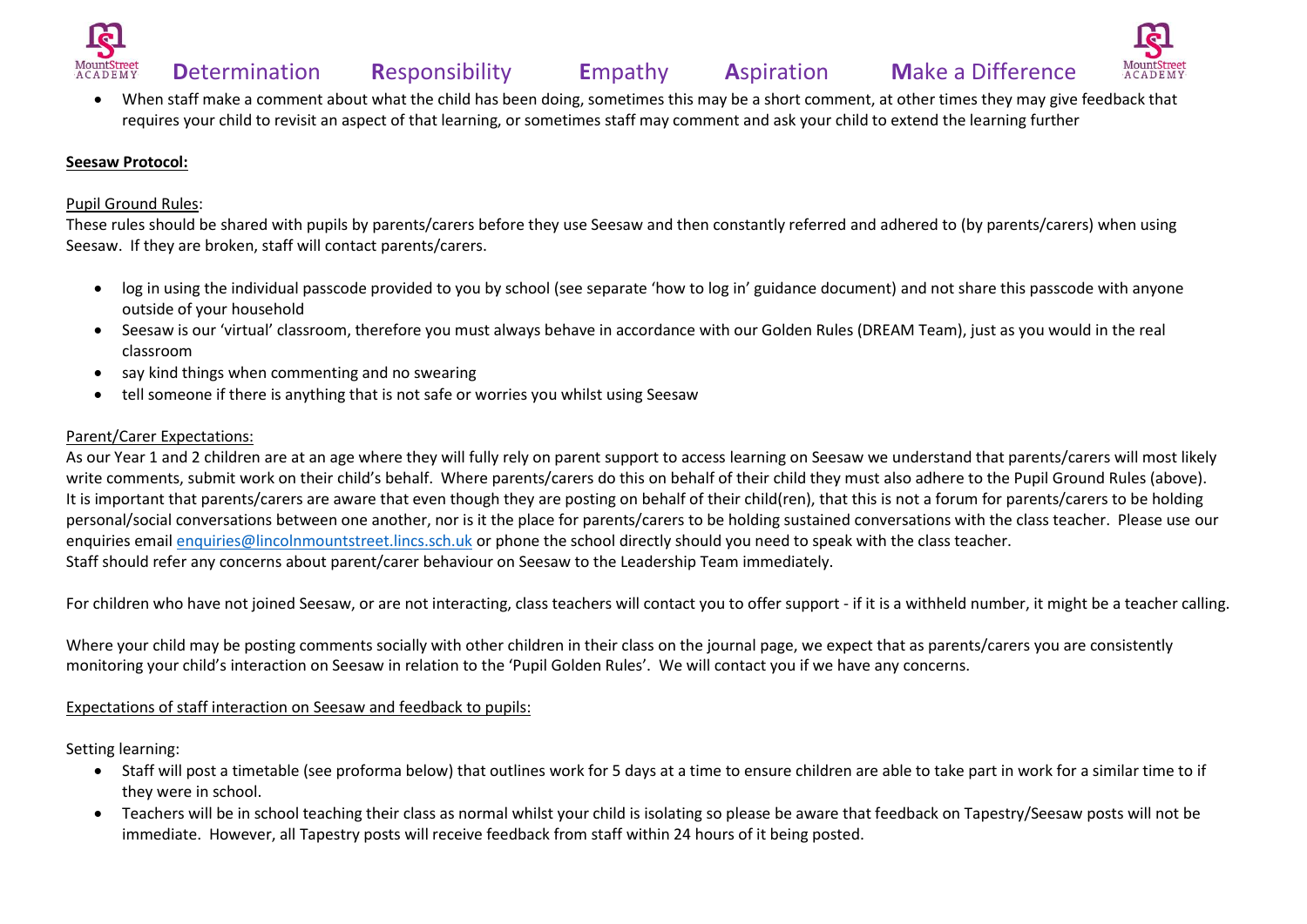- When staff make a comment about what the child has been doing, sometimes this may be a short comment, at other times they may give feedback that requires your child to revisit an aspect of that learning, or sometimes staff may comment and ask your child to extend the learning further

**Seesaw Protocol:**

Pupil Ground Rules:
These rules should be shared with pupils by parents/carers before they use Seesaw and then constantly referred and adhered to (by parents/carers) when using Seesaw. If they are broken, staff will contact parents/carers.

- log in using the individual passcode provided to you by school (see separate 'how to log in' guidance document) and not share this passcode with anyone outside of your household
- Seesaw is our 'virtual' classroom, therefore you must always behave in accordance with our Golden Rules (DREAM Team), just as you would in the real classroom
- say kind things when commenting and no swearing
- tell someone if there is anything that is not safe or worries you whilst using Seesaw

Parent/Carer Expectations:
As our Year 1 and 2 children are at an age where they will fully rely on parent support to access learning on Seesaw we understand that parents/carers will most likely write comments, submit work on their child's behalf. Where parents/carers do this on behalf of their child they must also adhere to the Pupil Ground Rules (above). It is important that parents/carers are aware that even though they are posting on behalf of their child(ren), that this is not a forum for parents/carers to be holding personal/social conversations between one another, nor is it the place for parents/carers to be holding sustained conversations with the class teacher. Please use our enquiries email enquiries@lincolnmountstreet.lincs.sch.uk or phone the school directly should you need to speak with the class teacher.
Staff should refer any concerns about parent/carer behaviour on Seesaw to the Leadership Team immediately.

For children who have not joined Seesaw, or are not interacting, class teachers will contact you to offer support - if it is a withheld number, it might be a teacher calling.

Where your child may be posting comments socially with other children in their class on the journal page, we expect that as parents/carers you are consistently monitoring your child's interaction on Seesaw in relation to the 'Pupil Golden Rules'. We will contact you if we have any concerns.

Expectations of staff interaction on Seesaw and feedback to pupils:

Setting learning:

- Staff will post a timetable (see proforma below) that outlines work for 5 days at a time to ensure children are able to take part in work for a similar time to if they were in school.
- Teachers will be in school teaching their class as normal whilst your child is isolating so please be aware that feedback on Tapestry/Seesaw posts will not be immediate. However, all Tapestry posts will receive feedback from staff within 24 hours of it being posted.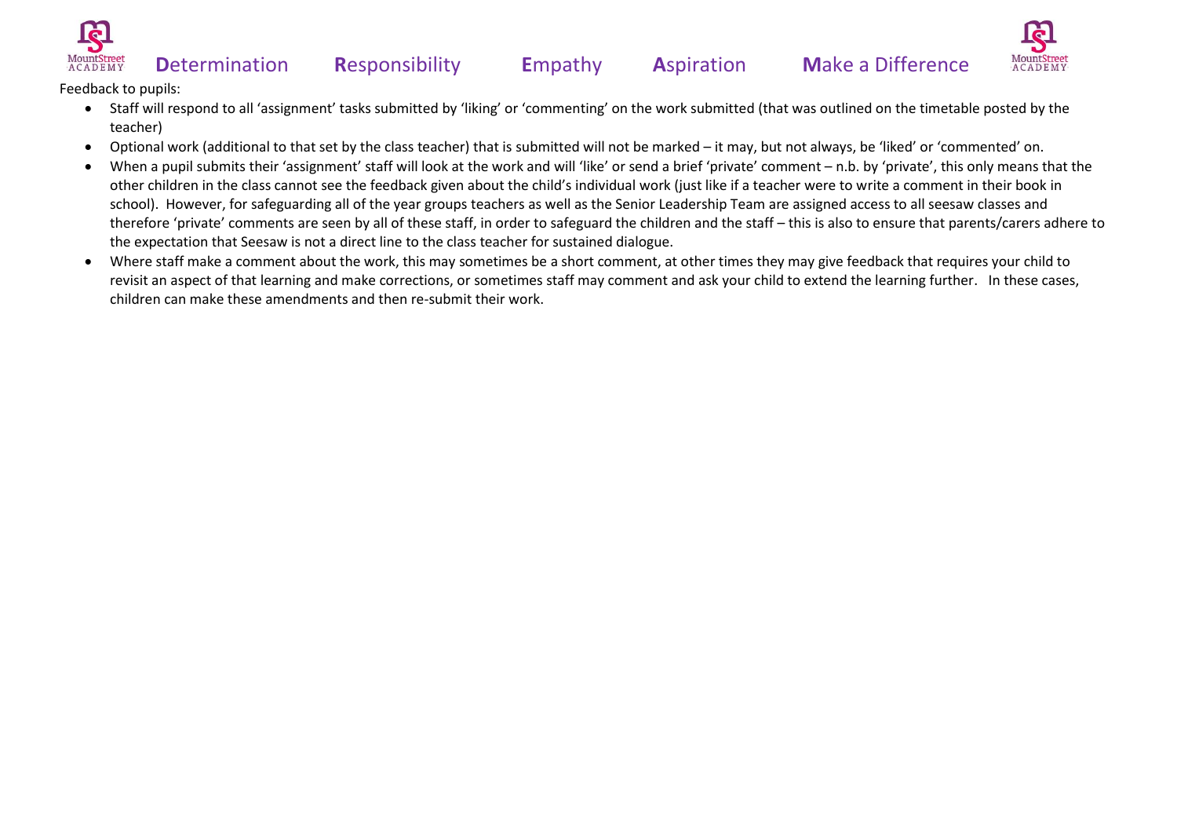Feedback to pupils:

- Staff will respond to all 'assignment' tasks submitted by 'liking' or 'commenting' on the work submitted (that was outlined on the timetable posted by the teacher)
- Optional work (additional to that set by the class teacher) that is submitted will not be marked – it may, but not always, be 'liked' or 'commented' on.
- When a pupil submits their 'assignment' staff will look at the work and will 'like' or send a brief 'private' comment – n.b. by 'private', this only means that the other children in the class cannot see the feedback given about the child's individual work (just like if a teacher were to write a comment in their book in school). However, for safeguarding all of the year groups teachers as well as the Senior Leadership Team are assigned access to all seesaw classes and therefore 'private' comments are seen by all of these staff, in order to safeguard the children and the staff – this is also to ensure that parents/carers adhere to the expectation that Seesaw is not a direct line to the class teacher for sustained dialogue.
- Where staff make a comment about the work, this may sometimes be a short comment, at other times they may give feedback that requires your child to revisit an aspect of that learning and make corrections, or sometimes staff may comment and ask your child to extend the learning further. In these cases, children can make these amendments and then re-submit their work.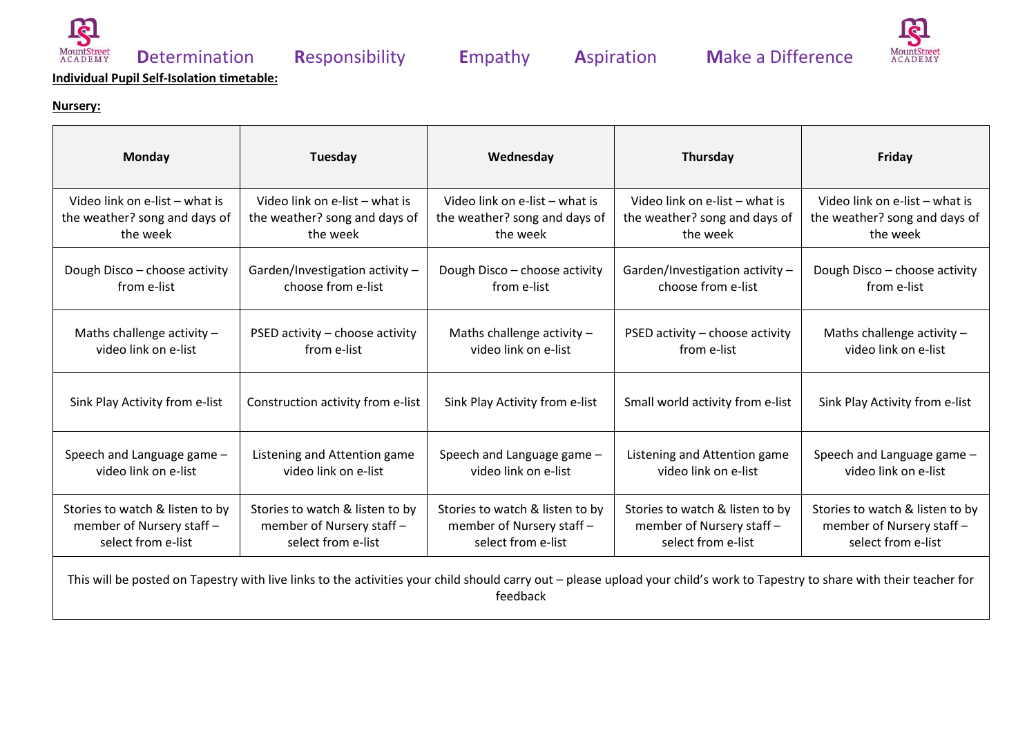**Determination Responsibility Empathy Aspiration Make a Difference**

**Individual Pupil Self-Isolation timetable:**

**Nursery:**

| Monday | Tuesday | Wednesday | Thursday | Friday |
|---|---|---|---|---|
| Video link on e-list – what is the weather? song and days of the week | Video link on e-list – what is the weather? song and days of the week | Video link on e-list – what is the weather? song and days of the week | Video link on e-list – what is the weather? song and days of the week | Video link on e-list – what is the weather? song and days of the week |
| Dough Disco – choose activity from e-list | Garden/Investigation activity – choose from e-list | Dough Disco – choose activity from e-list | Garden/Investigation activity – choose from e-list | Dough Disco – choose activity from e-list |
| Maths challenge activity – video link on e-list | PSED activity – choose activity from e-list | Maths challenge activity – video link on e-list | PSED activity – choose activity from e-list | Maths challenge activity – video link on e-list |
| Sink Play Activity from e-list | Construction activity from e-list | Sink Play Activity from e-list | Small world activity from e-list | Sink Play Activity from e-list |
| Speech and Language game – video link on e-list | Listening and Attention game video link on e-list | Speech and Language game – video link on e-list | Listening and Attention game video link on e-list | Speech and Language game – video link on e-list |
| Stories to watch & listen to by member of Nursery staff – select from e-list | Stories to watch & listen to by member of Nursery staff – select from e-list | Stories to watch & listen to by member of Nursery staff – select from e-list | Stories to watch & listen to by member of Nursery staff – select from e-list | Stories to watch & listen to by member of Nursery staff – select from e-list |
| This will be posted on Tapestry with live links to the activities your child should carry out – please upload your child's work to Tapestry to share with their teacher for feedback | | | | |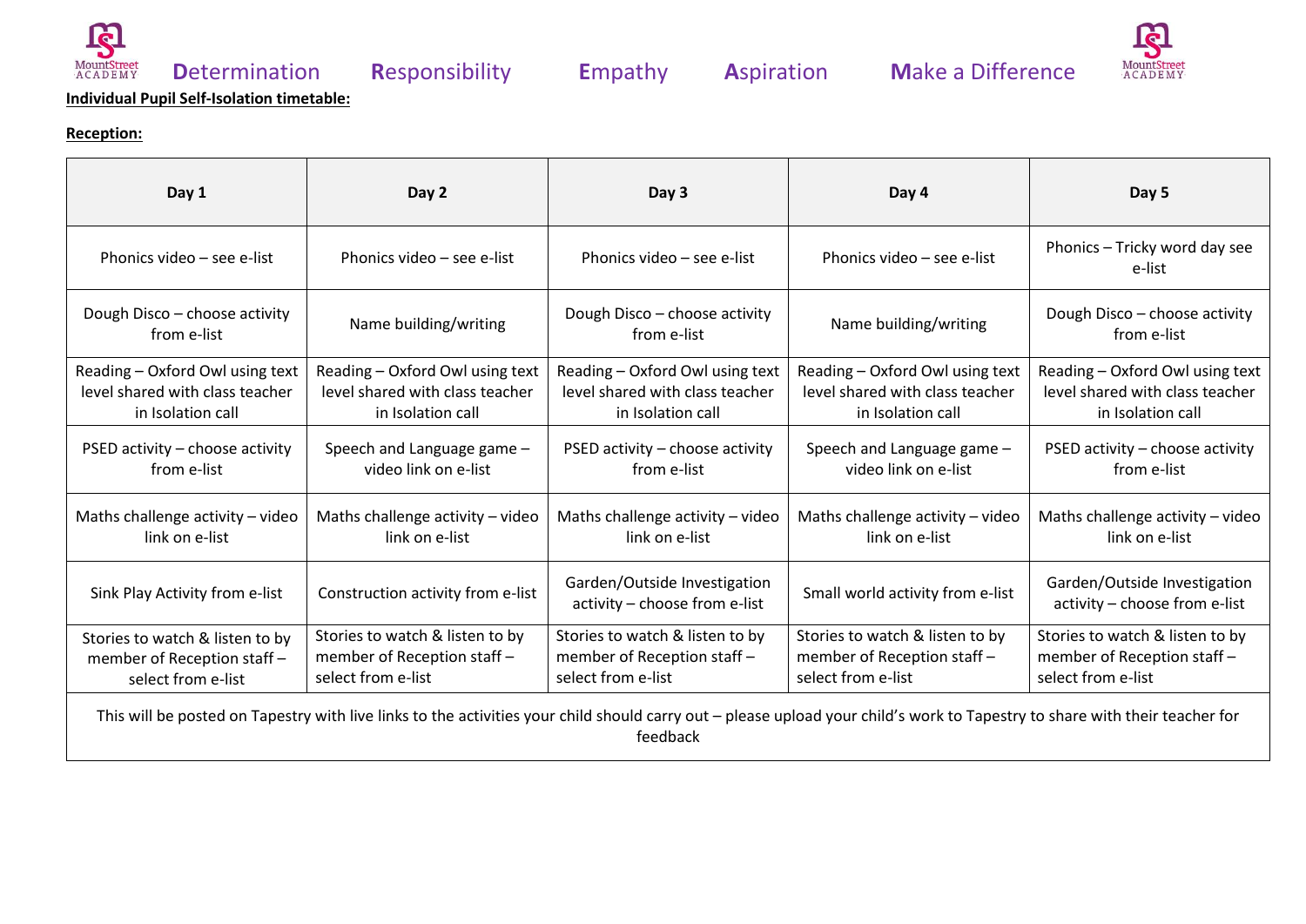MountStreet ACADEMY **D**etermination **R**esponsibility **E**mpathy **A**spiration **M**ake a Difference

**Individual Pupil Self-Isolation timetable:**

**Reception:**

| Day 1 | Day 2 | Day 3 | Day 4 | Day 5 |
|---|---|---|---|---|
| Phonics video – see e-list | Phonics video – see e-list | Phonics video – see e-list | Phonics video – see e-list | Phonics – Tricky word day see e-list |
| Dough Disco – choose activity from e-list | Name building/writing | Dough Disco – choose activity from e-list | Name building/writing | Dough Disco – choose activity from e-list |
| Reading – Oxford Owl using text level shared with class teacher in Isolation call | Reading – Oxford Owl using text level shared with class teacher in Isolation call | Reading – Oxford Owl using text level shared with class teacher in Isolation call | Reading – Oxford Owl using text level shared with class teacher in Isolation call | Reading – Oxford Owl using text level shared with class teacher in Isolation call |
| PSED activity – choose activity from e-list | Speech and Language game – video link on e-list | PSED activity – choose activity from e-list | Speech and Language game – video link on e-list | PSED activity – choose activity from e-list |
| Maths challenge activity – video link on e-list | Maths challenge activity – video link on e-list | Maths challenge activity – video link on e-list | Maths challenge activity – video link on e-list | Maths challenge activity – video link on e-list |
| Sink Play Activity from e-list | Construction activity from e-list | Garden/Outside Investigation activity – choose from e-list | Small world activity from e-list | Garden/Outside Investigation activity – choose from e-list |
| Stories to watch & listen to by member of Reception staff – select from e-list | Stories to watch & listen to by member of Reception staff – select from e-list | Stories to watch & listen to by member of Reception staff – select from e-list | Stories to watch & listen to by member of Reception staff – select from e-list | Stories to watch & listen to by member of Reception staff – select from e-list |
| This will be posted on Tapestry with live links to the activities your child should carry out – please upload your child's work to Tapestry to share with their teacher for feedback | | | | |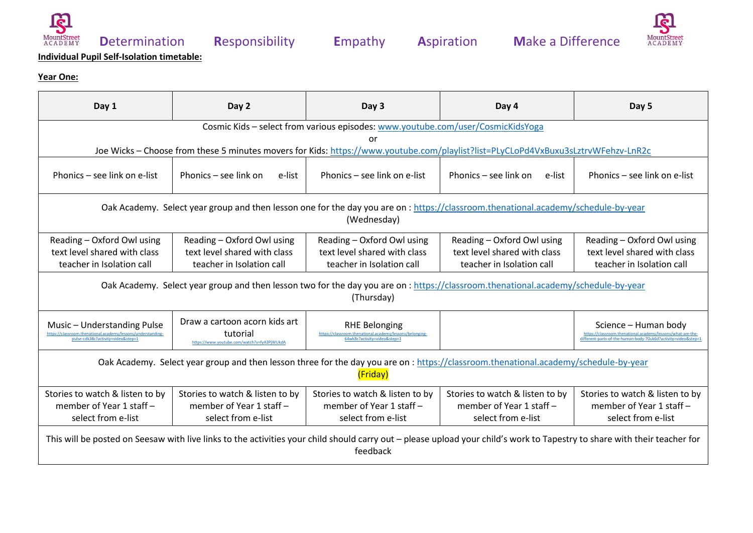Determination Responsibility Empathy Aspiration Make a Difference

**Individual Pupil Self-Isolation timetable:**

**Year One:**

| Day 1 | Day 2 | Day 3 | Day 4 | Day 5 |
|---|---|---|---|---|
| Cosmic Kids – select from various episodes: www.youtube.com/user/CosmicKidsYoga or Joe Wicks – Choose from these 5 minutes movers for Kids: https://www.youtube.com/playlist?list=PLyCLoPd4VxBuxu3sLztrvWFehzv-LnR2c | | | | |
| Phonics – see link on e-list | Phonics – see link on e-list | Phonics – see link on e-list | Phonics – see link on e-list | Phonics – see link on e-list |
| Oak Academy. Select year group and then lesson one for the day you are on : https://classroom.thenational.academy/schedule-by-year (Wednesday) | | | | |
| Reading – Oxford Owl using text level shared with class teacher in Isolation call | Reading – Oxford Owl using text level shared with class teacher in Isolation call | Reading – Oxford Owl using text level shared with class teacher in Isolation call | Reading – Oxford Owl using text level shared with class teacher in Isolation call | Reading – Oxford Owl using text level shared with class teacher in Isolation call |
| Oak Academy. Select year group and then lesson two for the day you are on : https://classroom.thenational.academy/schedule-by-year (Thursday) | | | | |
| Music – Understanding Pulse https://classroom.thenational.academy/lessons/understanding-pulse-cdk38c?activity=video&step=1 | Draw a cartoon acorn kids art tutorial https://www.youtube.com/watch?v=fyA3PjWUkdA | RHE Belonging https://classroom.thenational.academy/lessons/belonging-64wk8c?activity=video&step=1 | | Science – Human body https://classroom.thenational.academy/lessons/what-are-the-different-parts-of-the-human-body-70uk6d?activity=video&step=1 |
| Oak Academy. Select year group and then lesson three for the day you are on : https://classroom.thenational.academy/schedule-by-year (Friday) | | | | |
| Stories to watch & listen to by member of Year 1 staff – select from e-list | Stories to watch & listen to by member of Year 1 staff – select from e-list | Stories to watch & listen to by member of Year 1 staff – select from e-list | Stories to watch & listen to by member of Year 1 staff – select from e-list | Stories to watch & listen to by member of Year 1 staff – select from e-list |
| This will be posted on Seesaw with live links to the activities your child should carry out – please upload your child's work to Tapestry to share with their teacher for feedback | | | | |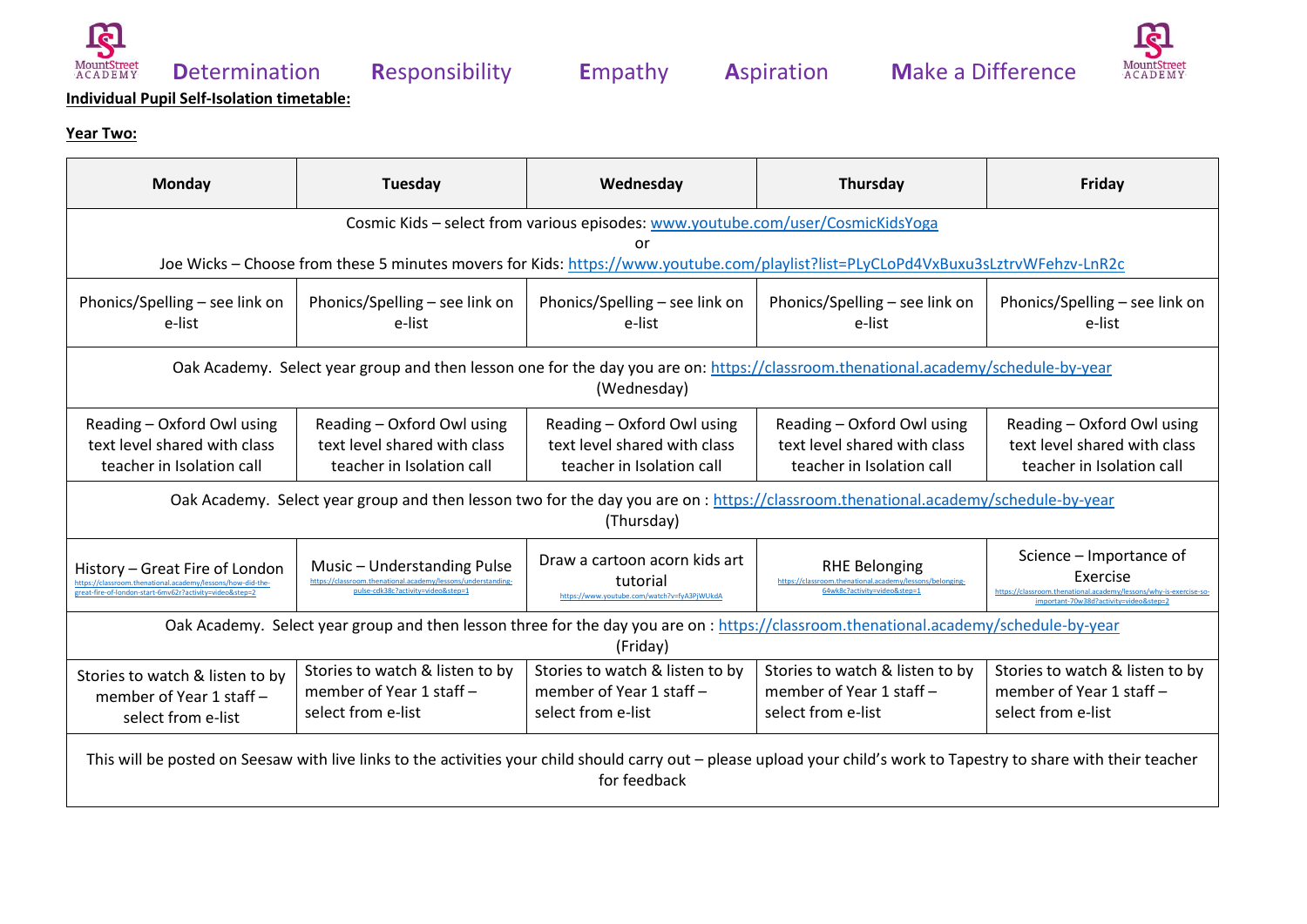**Determination** **Responsibility** **Empathy** **Aspiration** **Make a Difference**

**Individual Pupil Self-Isolation timetable:**

**Year Two:**

| Monday | Tuesday | Wednesday | Thursday | Friday |
|---|---|---|---|---|
| Cosmic Kids – select from various episodes: www.youtube.com/user/CosmicKidsYoga or Joe Wicks – Choose from these 5 minutes movers for Kids: https://www.youtube.com/playlist?list=PLyCLoPd4VxBuxu3sLztrvWFehzv-LnR2c | | | | |
| Phonics/Spelling – see link on e-list | Phonics/Spelling – see link on e-list | Phonics/Spelling – see link on e-list | Phonics/Spelling – see link on e-list | Phonics/Spelling – see link on e-list |
| Oak Academy. Select year group and then lesson one for the day you are on: https://classroom.thenational.academy/schedule-by-year (Wednesday) | | | | |
| Reading – Oxford Owl using text level shared with class teacher in Isolation call | Reading – Oxford Owl using text level shared with class teacher in Isolation call | Reading – Oxford Owl using text level shared with class teacher in Isolation call | Reading – Oxford Owl using text level shared with class teacher in Isolation call | Reading – Oxford Owl using text level shared with class teacher in Isolation call |
| Oak Academy. Select year group and then lesson two for the day you are on : https://classroom.thenational.academy/schedule-by-year (Thursday) | | | | |
| History – Great Fire of London https://classroom.thenational.academy/lessons/how-did-the-great-fire-of-london-start-6mv62r?activity=video&step=2 | Music – Understanding Pulse https://classroom.thenational.academy/lessons/understanding-pulse-cdk38c?activity=video&step=1 | Draw a cartoon acorn kids art tutorial https://www.youtube.com/watch?v=fyA3PjWUkdA | RHE Belonging https://classroom.thenational.academy/lessons/belonging-64wk8c?activity=video&step=1 | Science – Importance of Exercise https://classroom.thenational.academy/lessons/why-is-exercise-so-important-70w38d?activity=video&step=2 |
| Oak Academy. Select year group and then lesson three for the day you are on : https://classroom.thenational.academy/schedule-by-year (Friday) | | | | |
| Stories to watch & listen to by member of Year 1 staff – select from e-list | Stories to watch & listen to by member of Year 1 staff – select from e-list | Stories to watch & listen to by member of Year 1 staff – select from e-list | Stories to watch & listen to by member of Year 1 staff – select from e-list | Stories to watch & listen to by member of Year 1 staff – select from e-list |
| This will be posted on Seesaw with live links to the activities your child should carry out – please upload your child's work to Tapestry to share with their teacher for feedback | | | | |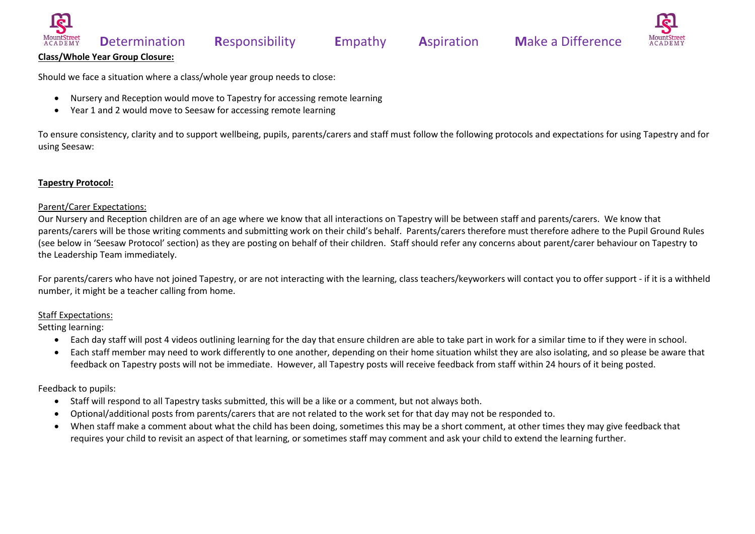**Class/Whole Year Group Closure:**

Should we face a situation where a class/whole year group needs to close:

- Nursery and Reception would move to Tapestry for accessing remote learning
- Year 1 and 2 would move to Seesaw for accessing remote learning

To ensure consistency, clarity and to support wellbeing, pupils, parents/carers and staff must follow the following protocols and expectations for using Tapestry and for using Seesaw:

**Tapestry Protocol:**

Parent/Carer Expectations:

Our Nursery and Reception children are of an age where we know that all interactions on Tapestry will be between staff and parents/carers. We know that parents/carers will be those writing comments and submitting work on their child's behalf. Parents/carers therefore must therefore adhere to the Pupil Ground Rules (see below in 'Seesaw Protocol' section) as they are posting on behalf of their children. Staff should refer any concerns about parent/carer behaviour on Tapestry to the Leadership Team immediately.

For parents/carers who have not joined Tapestry, or are not interacting with the learning, class teachers/keyworkers will contact you to offer support - if it is a withheld number, it might be a teacher calling from home.

Staff Expectations:

Setting learning:

- Each day staff will post 4 videos outlining learning for the day that ensure children are able to take part in work for a similar time to if they were in school.
- Each staff member may need to work differently to one another, depending on their home situation whilst they are also isolating, and so please be aware that feedback on Tapestry posts will not be immediate. However, all Tapestry posts will receive feedback from staff within 24 hours of it being posted.

Feedback to pupils:

- Staff will respond to all Tapestry tasks submitted, this will be a like or a comment, but not always both.
- Optional/additional posts from parents/carers that are not related to the work set for that day may not be responded to.
- When staff make a comment about what the child has been doing, sometimes this may be a short comment, at other times they may give feedback that requires your child to revisit an aspect of that learning, or sometimes staff may comment and ask your child to extend the learning further.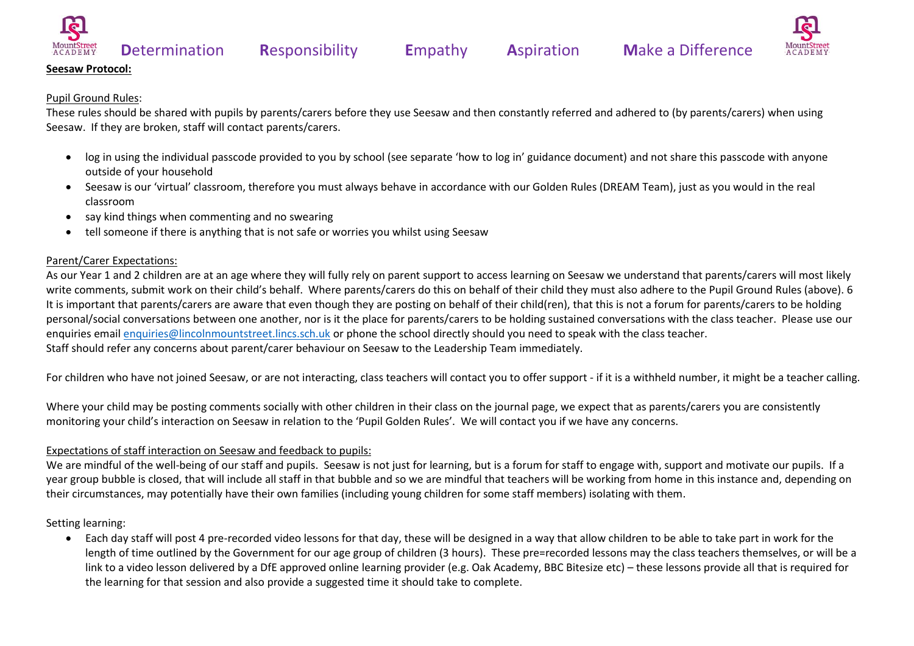**Seesaw Protocol:**

Pupil Ground Rules:

These rules should be shared with pupils by parents/carers before they use Seesaw and then constantly referred and adhered to (by parents/carers) when using Seesaw. If they are broken, staff will contact parents/carers.

- log in using the individual passcode provided to you by school (see separate 'how to log in' guidance document) and not share this passcode with anyone outside of your household
- Seesaw is our 'virtual' classroom, therefore you must always behave in accordance with our Golden Rules (DREAM Team), just as you would in the real classroom
- say kind things when commenting and no swearing
- tell someone if there is anything that is not safe or worries you whilst using Seesaw

Parent/Carer Expectations:

As our Year 1 and 2 children are at an age where they will fully rely on parent support to access learning on Seesaw we understand that parents/carers will most likely write comments, submit work on their child's behalf. Where parents/carers do this on behalf of their child they must also adhere to the Pupil Ground Rules (above). 6 It is important that parents/carers are aware that even though they are posting on behalf of their child(ren), that this is not a forum for parents/carers to be holding personal/social conversations between one another, nor is it the place for parents/carers to be holding sustained conversations with the class teacher. Please use our enquiries email enquiries@lincolnmountstreet.lincs.sch.uk or phone the school directly should you need to speak with the class teacher.
Staff should refer any concerns about parent/carer behaviour on Seesaw to the Leadership Team immediately.

For children who have not joined Seesaw, or are not interacting, class teachers will contact you to offer support - if it is a withheld number, it might be a teacher calling.

Where your child may be posting comments socially with other children in their class on the journal page, we expect that as parents/carers you are consistently monitoring your child's interaction on Seesaw in relation to the 'Pupil Golden Rules'. We will contact you if we have any concerns.

Expectations of staff interaction on Seesaw and feedback to pupils:

We are mindful of the well-being of our staff and pupils. Seesaw is not just for learning, but is a forum for staff to engage with, support and motivate our pupils. If a year group bubble is closed, that will include all staff in that bubble and so we are mindful that teachers will be working from home in this instance and, depending on their circumstances, may potentially have their own families (including young children for some staff members) isolating with them.

Setting learning:

- Each day staff will post 4 pre-recorded video lessons for that day, these will be designed in a way that allow children to be able to take part in work for the length of time outlined by the Government for our age group of children (3 hours). These pre=recorded lessons may the class teachers themselves, or will be a link to a video lesson delivered by a DfE approved online learning provider (e.g. Oak Academy, BBC Bitesize etc) – these lessons provide all that is required for the learning for that session and also provide a suggested time it should take to complete.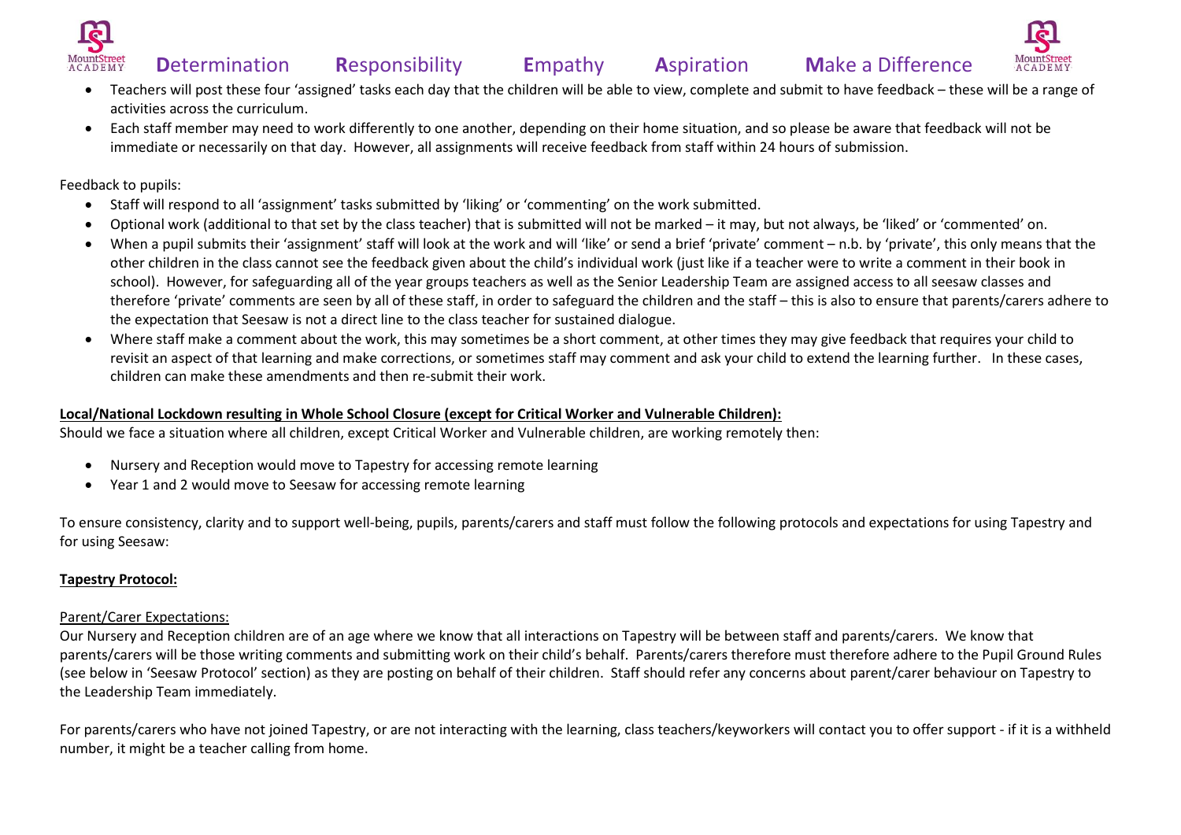- Teachers will post these four 'assigned' tasks each day that the children will be able to view, complete and submit to have feedback – these will be a range of activities across the curriculum.
- Each staff member may need to work differently to one another, depending on their home situation, and so please be aware that feedback will not be immediate or necessarily on that day. However, all assignments will receive feedback from staff within 24 hours of submission.

Feedback to pupils:

- Staff will respond to all 'assignment' tasks submitted by 'liking' or 'commenting' on the work submitted.
- Optional work (additional to that set by the class teacher) that is submitted will not be marked – it may, but not always, be 'liked' or 'commented' on.
- When a pupil submits their 'assignment' staff will look at the work and will 'like' or send a brief 'private' comment – n.b. by 'private', this only means that the other children in the class cannot see the feedback given about the child's individual work (just like if a teacher were to write a comment in their book in school). However, for safeguarding all of the year groups teachers as well as the Senior Leadership Team are assigned access to all seesaw classes and therefore 'private' comments are seen by all of these staff, in order to safeguard the children and the staff – this is also to ensure that parents/carers adhere to the expectation that Seesaw is not a direct line to the class teacher for sustained dialogue.
- Where staff make a comment about the work, this may sometimes be a short comment, at other times they may give feedback that requires your child to revisit an aspect of that learning and make corrections, or sometimes staff may comment and ask your child to extend the learning further. In these cases, children can make these amendments and then re-submit their work.

**Local/National Lockdown resulting in Whole School Closure (except for Critical Worker and Vulnerable Children):**

Should we face a situation where all children, except Critical Worker and Vulnerable children, are working remotely then:

- Nursery and Reception would move to Tapestry for accessing remote learning
- Year 1 and 2 would move to Seesaw for accessing remote learning

To ensure consistency, clarity and to support well-being, pupils, parents/carers and staff must follow the following protocols and expectations for using Tapestry and for using Seesaw:

**Tapestry Protocol:**

Parent/Carer Expectations:

Our Nursery and Reception children are of an age where we know that all interactions on Tapestry will be between staff and parents/carers. We know that parents/carers will be those writing comments and submitting work on their child's behalf. Parents/carers therefore must therefore adhere to the Pupil Ground Rules (see below in 'Seesaw Protocol' section) as they are posting on behalf of their children. Staff should refer any concerns about parent/carer behaviour on Tapestry to the Leadership Team immediately.

For parents/carers who have not joined Tapestry, or are not interacting with the learning, class teachers/keyworkers will contact you to offer support - if it is a withheld number, it might be a teacher calling from home.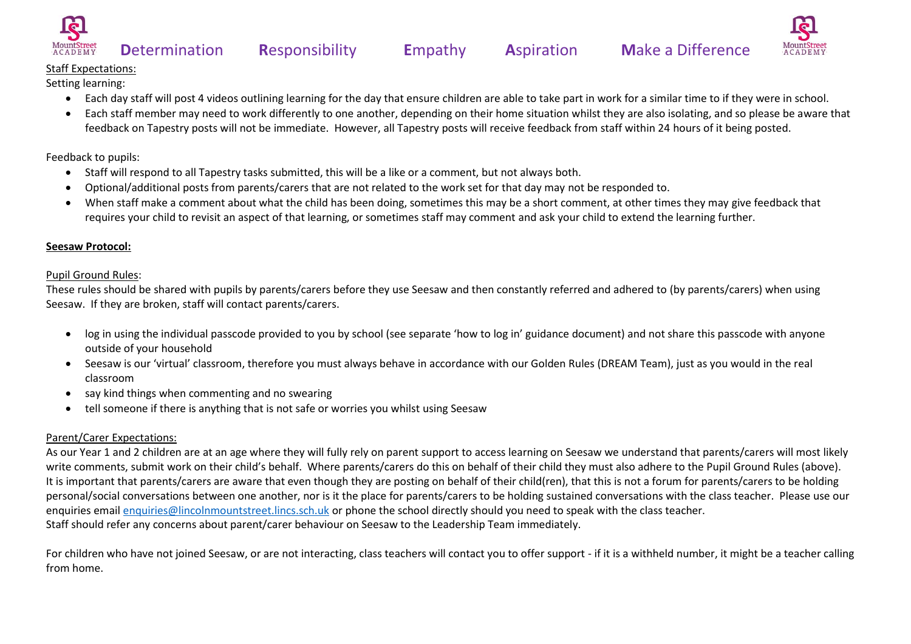Staff Expectations:

Setting learning:

- Each day staff will post 4 videos outlining learning for the day that ensure children are able to take part in work for a similar time to if they were in school.
- Each staff member may need to work differently to one another, depending on their home situation whilst they are also isolating, and so please be aware that feedback on Tapestry posts will not be immediate. However, all Tapestry posts will receive feedback from staff within 24 hours of it being posted.

Feedback to pupils:

- Staff will respond to all Tapestry tasks submitted, this will be a like or a comment, but not always both.
- Optional/additional posts from parents/carers that are not related to the work set for that day may not be responded to.
- When staff make a comment about what the child has been doing, sometimes this may be a short comment, at other times they may give feedback that requires your child to revisit an aspect of that learning, or sometimes staff may comment and ask your child to extend the learning further.

**Seesaw Protocol:**

Pupil Ground Rules:

These rules should be shared with pupils by parents/carers before they use Seesaw and then constantly referred and adhered to (by parents/carers) when using Seesaw. If they are broken, staff will contact parents/carers.

- log in using the individual passcode provided to you by school (see separate 'how to log in' guidance document) and not share this passcode with anyone outside of your household
- Seesaw is our 'virtual' classroom, therefore you must always behave in accordance with our Golden Rules (DREAM Team), just as you would in the real classroom
- say kind things when commenting and no swearing
- tell someone if there is anything that is not safe or worries you whilst using Seesaw

Parent/Carer Expectations:

As our Year 1 and 2 children are at an age where they will fully rely on parent support to access learning on Seesaw we understand that parents/carers will most likely write comments, submit work on their child's behalf. Where parents/carers do this on behalf of their child they must also adhere to the Pupil Ground Rules (above). It is important that parents/carers are aware that even though they are posting on behalf of their child(ren), that this is not a forum for parents/carers to be holding personal/social conversations between one another, nor is it the place for parents/carers to be holding sustained conversations with the class teacher. Please use our enquiries email enquiries@lincolnmountstreet.lincs.sch.uk or phone the school directly should you need to speak with the class teacher.
Staff should refer any concerns about parent/carer behaviour on Seesaw to the Leadership Team immediately.

For children who have not joined Seesaw, or are not interacting, class teachers will contact you to offer support - if it is a withheld number, it might be a teacher calling from home.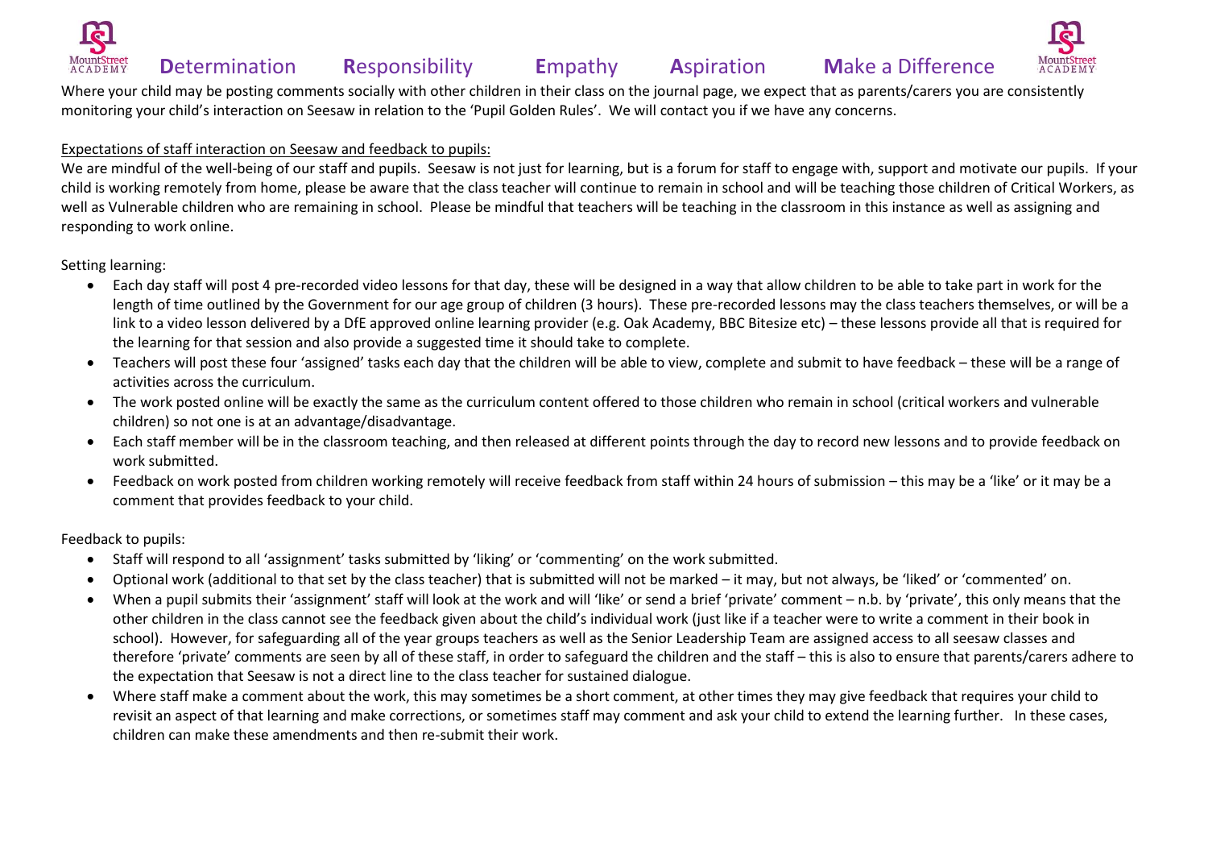Where your child may be posting comments socially with other children in their class on the journal page, we expect that as parents/carers you are consistently monitoring your child's interaction on Seesaw in relation to the 'Pupil Golden Rules'. We will contact you if we have any concerns.

Expectations of staff interaction on Seesaw and feedback to pupils:

We are mindful of the well-being of our staff and pupils. Seesaw is not just for learning, but is a forum for staff to engage with, support and motivate our pupils. If your child is working remotely from home, please be aware that the class teacher will continue to remain in school and will be teaching those children of Critical Workers, as well as Vulnerable children who are remaining in school. Please be mindful that teachers will be teaching in the classroom in this instance as well as assigning and responding to work online.

Setting learning:

- Each day staff will post 4 pre-recorded video lessons for that day, these will be designed in a way that allow children to be able to take part in work for the length of time outlined by the Government for our age group of children (3 hours). These pre-recorded lessons may the class teachers themselves, or will be a link to a video lesson delivered by a DfE approved online learning provider (e.g. Oak Academy, BBC Bitesize etc) – these lessons provide all that is required for the learning for that session and also provide a suggested time it should take to complete.
- Teachers will post these four 'assigned' tasks each day that the children will be able to view, complete and submit to have feedback – these will be a range of activities across the curriculum.
- The work posted online will be exactly the same as the curriculum content offered to those children who remain in school (critical workers and vulnerable children) so not one is at an advantage/disadvantage.
- Each staff member will be in the classroom teaching, and then released at different points through the day to record new lessons and to provide feedback on work submitted.
- Feedback on work posted from children working remotely will receive feedback from staff within 24 hours of submission – this may be a 'like' or it may be a comment that provides feedback to your child.

Feedback to pupils:

- Staff will respond to all 'assignment' tasks submitted by 'liking' or 'commenting' on the work submitted.
- Optional work (additional to that set by the class teacher) that is submitted will not be marked – it may, but not always, be 'liked' or 'commented' on.
- When a pupil submits their 'assignment' staff will look at the work and will 'like' or send a brief 'private' comment – n.b. by 'private', this only means that the other children in the class cannot see the feedback given about the child's individual work (just like if a teacher were to write a comment in their book in school). However, for safeguarding all of the year groups teachers as well as the Senior Leadership Team are assigned access to all seesaw classes and therefore 'private' comments are seen by all of these staff, in order to safeguard the children and the staff – this is also to ensure that parents/carers adhere to the expectation that Seesaw is not a direct line to the class teacher for sustained dialogue.
- Where staff make a comment about the work, this may sometimes be a short comment, at other times they may give feedback that requires your child to revisit an aspect of that learning and make corrections, or sometimes staff may comment and ask your child to extend the learning further. In these cases, children can make these amendments and then re-submit their work.